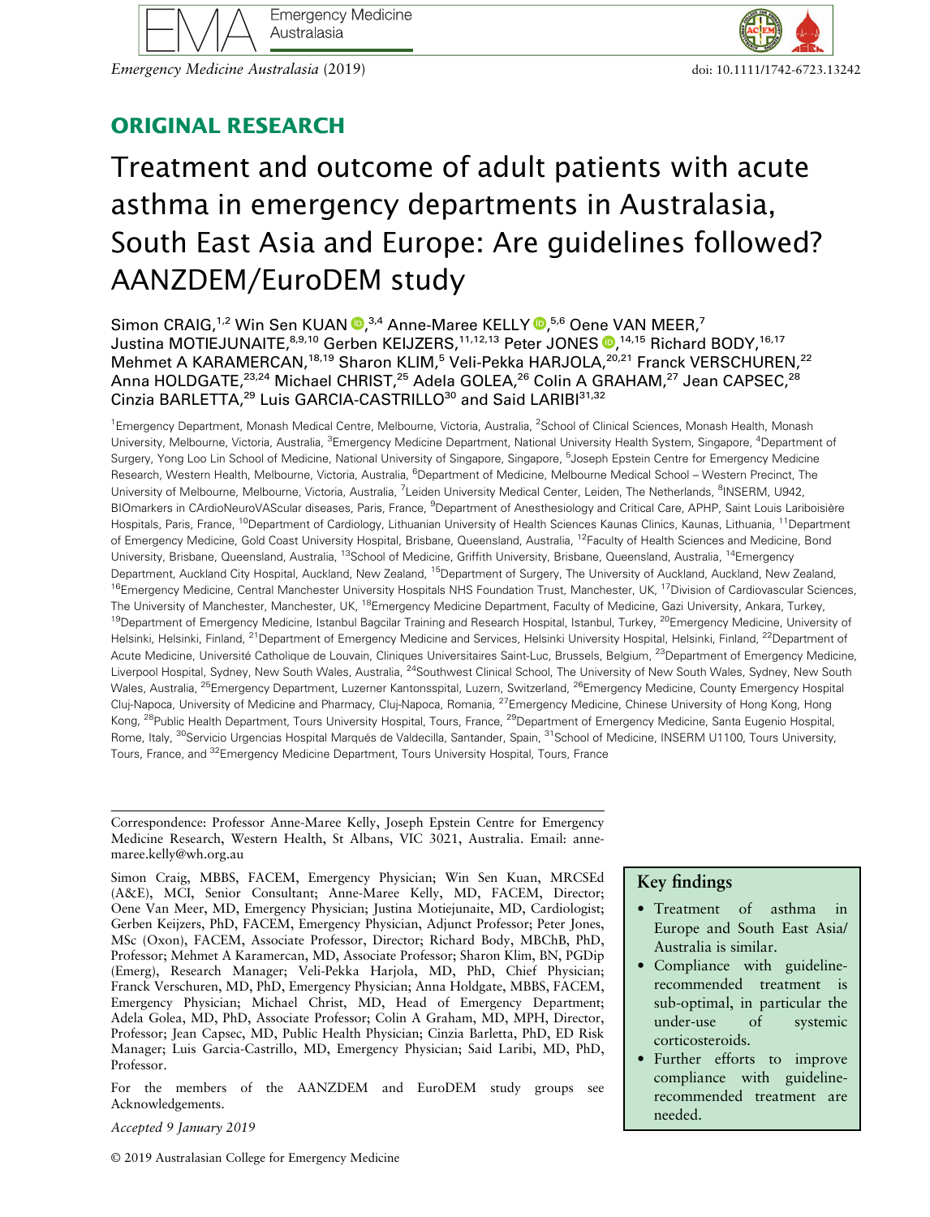## ORIGINAL RESEARCH

# Treatment and outcome of adult patients with acute asthma in emergency departments in Australasia, South East Asia and Europe: Are guidelines followed? AANZDEM/EuroDEM study

Simon CRAIG,[1,2] Win Sen KUAN,[3,4] Anne-Maree KELLY,[5,6] Oene VAN MEER,[7] Justina MOTIEJUNAITE,[8,9,10] Gerben KEIJZERS,[11,12,13] Peter JONES,[14,15] Richard BODY,[16,17] Mehmet A KARAMERCAN,[18,19] Sharon KLIM,[5] Veli-Pekka HARJOLA,[20,21] Franck VERSCHUREN,[22] Anna HOLDGATE,[23,24] Michael CHRIST,[25] Adela GOLEA,[26] Colin A GRAHAM,[27] Jean CAPSEC,[28] Cinzia BARLETTA,[29] Luis GARCIA-CASTRILLO[30] and Said LARIBI[31,32]

[1]Emergency Department, Monash Medical Centre, Melbourne, Victoria, Australia, [2]School of Clinical Sciences, Monash Health, Monash University, Melbourne, Victoria, Australia, [3]Emergency Medicine Department, National University Health System, Singapore, [4]Department of Surgery, Yong Loo Lin School of Medicine, National University of Singapore, Singapore, [5]Joseph Epstein Centre for Emergency Medicine Research, Western Health, Melbourne, Victoria, Australia, [6]Department of Medicine, Melbourne Medical School – Western Precinct, The University of Melbourne, Melbourne, Victoria, Australia, [7]Leiden University Medical Center, Leiden, The Netherlands, [8]INSERM, U942, BIOmarkers in CArdioNeuroVAScular diseases, Paris, France, [9]Department of Anesthesiology and Critical Care, APHP, Saint Louis Lariboisière Hospitals, Paris, France, [10]Department of Cardiology, Lithuanian University of Health Sciences Kaunas Clinics, Kaunas, Lithuania, [11]Department of Emergency Medicine, Gold Coast University Hospital, Brisbane, Queensland, Australia, [12]Faculty of Health Sciences and Medicine, Bond University, Brisbane, Queensland, Australia, [13]School of Medicine, Griffith University, Brisbane, Queensland, Australia, [14]Emergency Department, Auckland City Hospital, Auckland, New Zealand, [15]Department of Surgery, The University of Auckland, Auckland, New Zealand, [16]Emergency Medicine, Central Manchester University Hospitals NHS Foundation Trust, Manchester, UK, [17]Division of Cardiovascular Sciences, The University of Manchester, Manchester, UK, [18]Emergency Medicine Department, Faculty of Medicine, Gazi University, Ankara, Turkey, [19]Department of Emergency Medicine, Istanbul Bagcilar Training and Research Hospital, Istanbul, Turkey, [20]Emergency Medicine, University of Helsinki, Helsinki, Finland, [21]Department of Emergency Medicine and Services, Helsinki University Hospital, Helsinki, Finland, [22]Department of Acute Medicine, Université Catholique de Louvain, Cliniques Universitaires Saint-Luc, Brussels, Belgium, [23]Department of Emergency Medicine, Liverpool Hospital, Sydney, New South Wales, Australia, [24]Southwest Clinical School, The University of New South Wales, Sydney, New South Wales, Australia, [25]Emergency Department, Luzerner Kantonsspital, Luzern, Switzerland, [26]Emergency Medicine, County Emergency Hospital Cluj-Napoca, University of Medicine and Pharmacy, Cluj-Napoca, Romania, [27]Emergency Medicine, Chinese University of Hong Kong, Hong Kong, [28]Public Health Department, Tours University Hospital, Tours, France, [29]Department of Emergency Medicine, Santa Eugenio Hospital, Rome, Italy, [30]Servicio Urgencias Hospital Marqués de Valdecilla, Santander, Spain, [31]School of Medicine, INSERM U1100, Tours University, Tours, France, and [32]Emergency Medicine Department, Tours University Hospital, Tours, France

---

Correspondence: Professor Anne-Maree Kelly, Joseph Epstein Centre for Emergency Medicine Research, Western Health, St Albans, VIC 3021, Australia. Email: anne-maree.kelly@wh.org.au

Simon Craig, MBBS, FACEM, Emergency Physician; Win Sen Kuan, MRCSEd (A&E), MCI, Senior Consultant; Anne-Maree Kelly, MD, FACEM, Director; Oene Van Meer, MD, Emergency Physician; Justina Motiejunaite, MD, Cardiologist; Gerben Keijzers, PhD, FACEM, Emergency Physician, Adjunct Professor; Peter Jones, MSc (Oxon), FACEM, Associate Professor, Director; Richard Body, MBChB, PhD, Professor; Mehmet A Karamercan, MD, Associate Professor; Sharon Klim, BN, PGDip (Emerg), Research Manager; Veli-Pekka Harjola, MD, PhD, Chief Physician; Franck Verschuren, MD, PhD, Emergency Physician; Anna Holdgate, MBBS, FACEM, Emergency Physician; Michael Christ, MD, Head of Emergency Department; Adela Golea, MD, PhD, Associate Professor; Colin A Graham, MD, MPH, Director, Professor; Jean Capsec, MD, Public Health Physician; Cinzia Barletta, PhD, ED Risk Manager; Luis Garcia-Castrillo, MD, Emergency Physician; Said Laribi, MD, PhD, Professor.

For the members of the AANZDEM and EuroDEM study groups see Acknowledgements.

*Accepted 9 January 2019*

### Key findings

- Treatment of asthma in Europe and South East Asia/Australia is similar.
- Compliance with guideline-recommended treatment is sub-optimal, in particular the under-use of systemic corticosteroids.
- Further efforts to improve compliance with guideline-recommended treatment are needed.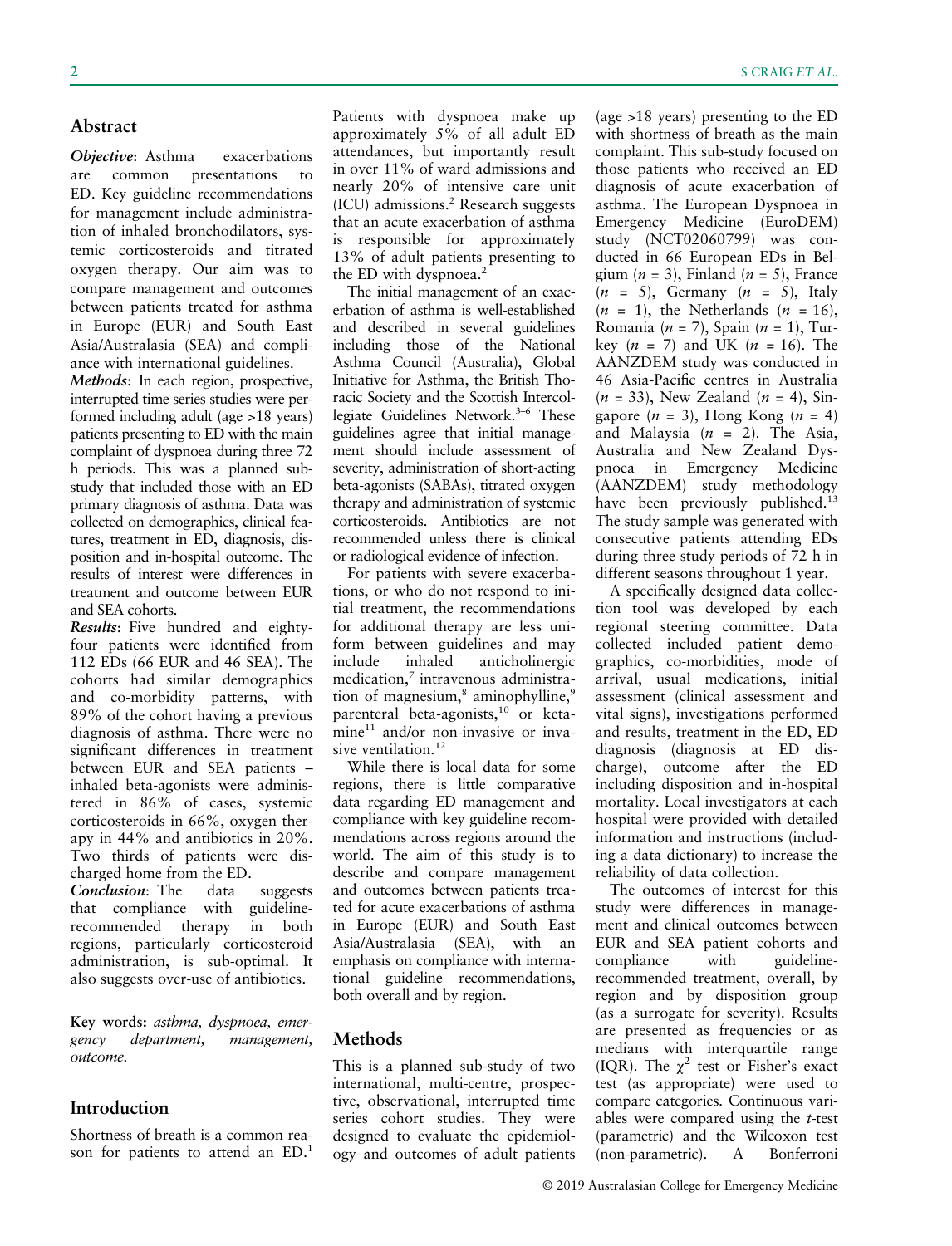## Abstract

***Objective***: Asthma exacerbations are common presentations to ED. Key guideline recommendations for management include administration of inhaled bronchodilators, systemic corticosteroids and titrated oxygen therapy. Our aim was to compare management and outcomes between patients treated for asthma in Europe (EUR) and South East Asia/Australasia (SEA) and compliance with international guidelines.

***Methods***: In each region, prospective, interrupted time series studies were performed including adult (age >18 years) patients presenting to ED with the main complaint of dyspnoea during three 72 h periods. This was a planned sub-study that included those with an ED primary diagnosis of asthma. Data was collected on demographics, clinical features, treatment in ED, diagnosis, disposition and in-hospital outcome. The results of interest were differences in treatment and outcome between EUR and SEA cohorts.

***Results***: Five hundred and eighty-four patients were identified from 112 EDs (66 EUR and 46 SEA). The cohorts had similar demographics and co-morbidity patterns, with 89% of the cohort having a previous diagnosis of asthma. There were no significant differences in treatment between EUR and SEA patients – inhaled beta-agonists were administered in 86% of cases, systemic corticosteroids in 66%, oxygen therapy in 44% and antibiotics in 20%. Two thirds of patients were discharged home from the ED.

***Conclusion***: The data suggests that compliance with guideline-recommended therapy in both regions, particularly corticosteroid administration, is sub-optimal. It also suggests over-use of antibiotics.

**Key words:** *asthma, dyspnoea, emergency department, management, outcome.*

## Introduction

Shortness of breath is a common reason for patients to attend an ED.[1] Patients with dyspnoea make up approximately 5% of all adult ED attendances, but importantly result in over 11% of ward admissions and nearly 20% of intensive care unit (ICU) admissions.[2] Research suggests that an acute exacerbation of asthma is responsible for approximately 13% of adult patients presenting to the ED with dyspnoea.[2]

The initial management of an exacerbation of asthma is well-established and described in several guidelines including those of the National Asthma Council (Australia), Global Initiative for Asthma, the British Thoracic Society and the Scottish Intercollegiate Guidelines Network.[3–6] These guidelines agree that initial management should include assessment of severity, administration of short-acting beta-agonists (SABAs), titrated oxygen therapy and administration of systemic corticosteroids. Antibiotics are not recommended unless there is clinical or radiological evidence of infection.

For patients with severe exacerbations, or who do not respond to initial treatment, the recommendations for additional therapy are less uniform between guidelines and may include inhaled anticholinergic medication,[7] intravenous administration of magnesium,[8] aminophylline,[9] parenteral beta-agonists,[10] or ketamine[11] and/or non-invasive or invasive ventilation.[12]

While there is local data for some regions, there is little comparative data regarding ED management and compliance with key guideline recommendations across regions around the world. The aim of this study is to describe and compare management and outcomes between patients treated for acute exacerbations of asthma in Europe (EUR) and South East Asia/Australasia (SEA), with an emphasis on compliance with international guideline recommendations, both overall and by region.

## Methods

This is a planned sub-study of two international, multi-centre, prospective, observational, interrupted time series cohort studies. They were designed to evaluate the epidemiology and outcomes of adult patients (age >18 years) presenting to the ED with shortness of breath as the main complaint. This sub-study focused on those patients who received an ED diagnosis of acute exacerbation of asthma. The European Dyspnoea in Emergency Medicine (EuroDEM) study (NCT02060799) was conducted in 66 European EDs in Belgium ($n$ = 3), Finland ($n$ = 5), France ($n$ = 5), Germany ($n$ = 5), Italy ($n$ = 1), the Netherlands ($n$ = 16), Romania ($n$ = 7), Spain ($n$ = 1), Turkey ($n$ = 7) and UK ($n$ = 16). The AANZDEM study was conducted in 46 Asia-Pacific centres in Australia ($n$ = 33), New Zealand ($n$ = 4), Singapore ($n$ = 3), Hong Kong ($n$ = 4) and Malaysia ($n$ = 2). The Asia, Australia and New Zealand Dyspnoea in Emergency Medicine (AANZDEM) study methodology have been previously published.[13] The study sample was generated with consecutive patients attending EDs during three study periods of 72 h in different seasons throughout 1 year.

A specifically designed data collection tool was developed by each regional steering committee. Data collected included patient demographics, co-morbidities, mode of arrival, usual medications, initial assessment (clinical assessment and vital signs), investigations performed and results, treatment in the ED, ED diagnosis (diagnosis at ED discharge), outcome after the ED including disposition and in-hospital mortality. Local investigators at each hospital were provided with detailed information and instructions (including a data dictionary) to increase the reliability of data collection.

The outcomes of interest for this study were differences in management and clinical outcomes between EUR and SEA patient cohorts and compliance with guideline-recommended treatment, overall, by region and by disposition group (as a surrogate for severity). Results are presented as frequencies or as medians with interquartile range (IQR). The $\chi^2$ test or Fisher's exact test (as appropriate) were used to compare categories. Continuous variables were compared using the $t$-test (parametric) and the Wilcoxon test (non-parametric). A Bonferroni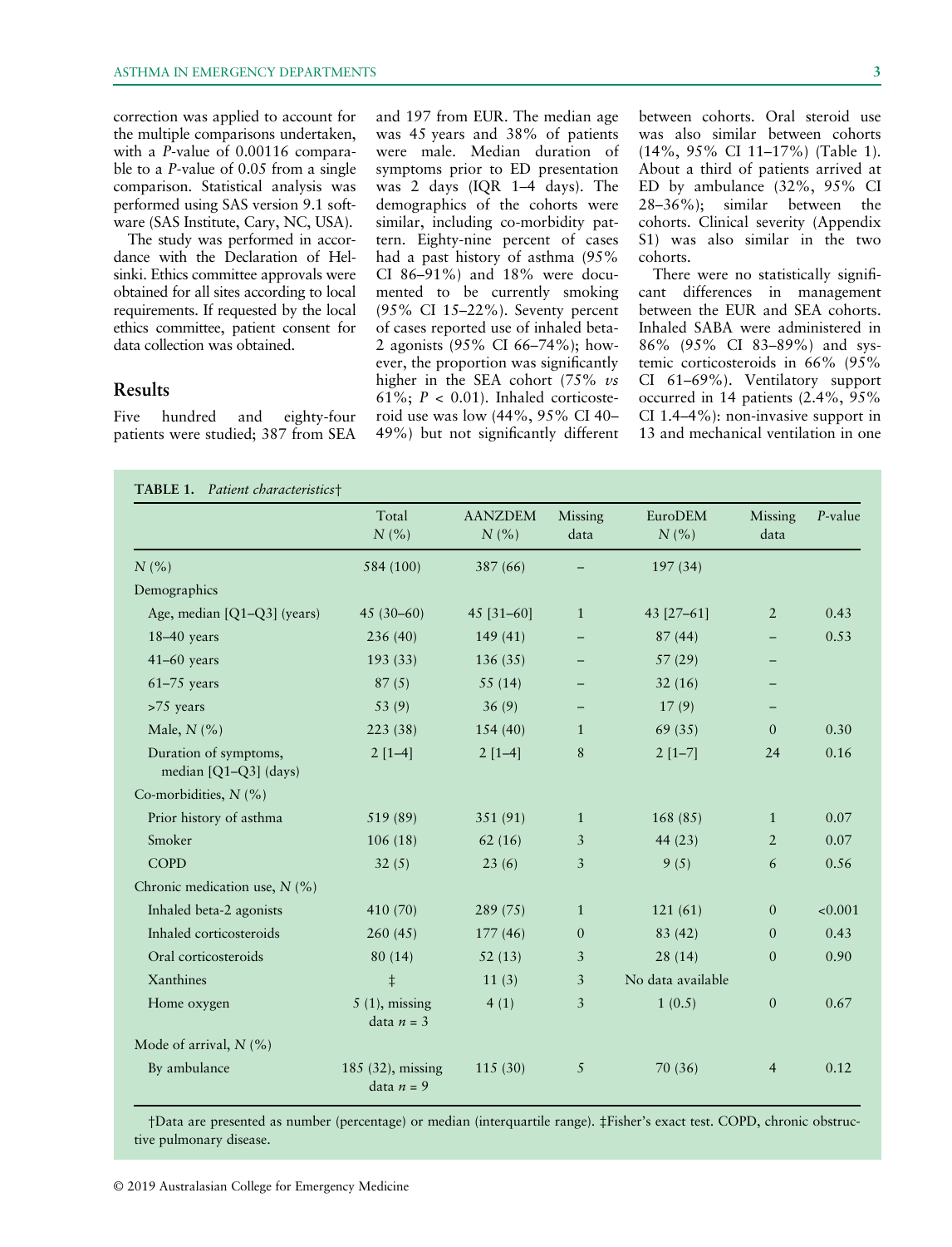correction was applied to account for the multiple comparisons undertaken, with a *P*-value of 0.00116 comparable to a *P*-value of 0.05 from a single comparison. Statistical analysis was performed using SAS version 9.1 software (SAS Institute, Cary, NC, USA).

The study was performed in accordance with the Declaration of Helsinki. Ethics committee approvals were obtained for all sites according to local requirements. If requested by the local ethics committee, patient consent for data collection was obtained.

## Results

Five hundred and eighty-four patients were studied; 387 from SEA and 197 from EUR. The median age was 45 years and 38% of patients were male. Median duration of symptoms prior to ED presentation was 2 days (IQR 1–4 days). The demographics of the cohorts were similar, including co-morbidity pattern. Eighty-nine percent of cases had a past history of asthma (95% CI 86–91%) and 18% were documented to be currently smoking (95% CI 15–22%). Seventy percent of cases reported use of inhaled beta-2 agonists (95% CI 66–74%); however, the proportion was significantly higher in the SEA cohort (75% *vs* 61%; $P < 0.01$). Inhaled corticosteroid use was low (44%, 95% CI 40–49%) but not significantly different between cohorts. Oral steroid use was also similar between cohorts (14%, 95% CI 11–17%) (Table 1). About a third of patients arrived at ED by ambulance (32%, 95% CI 28–36%); similar between the cohorts. Clinical severity (Appendix S1) was also similar in the two cohorts.

There were no statistically significant differences in management between the EUR and SEA cohorts. Inhaled SABA were administered in 86% (95% CI 83–89%) and systemic corticosteroids in 66% (95% CI 61–69%). Ventilatory support occurred in 14 patients (2.4%, 95% CI 1.4–4%): non-invasive support in 13 and mechanical ventilation in one

**TABLE 1.** *Patient characteristics*†

| | Total N (%) | AANZDEM N (%) | Missing data | EuroDEM N (%) | Missing data | *P*-value |
|---|---|---|---|---|---|---|
| N (%) | 584 (100) | 387 (66) | – | 197 (34) | | |
| Demographics | | | | | | |
| Age, median [Q1–Q3] (years) | 45 (30–60) | 45 [31–60] | 1 | 43 [27–61] | 2 | 0.43 |
| 18–40 years | 236 (40) | 149 (41) | – | 87 (44) | – | 0.53 |
| 41–60 years | 193 (33) | 136 (35) | – | 57 (29) | – | |
| 61–75 years | 87 (5) | 55 (14) | – | 32 (16) | – | |
| >75 years | 53 (9) | 36 (9) | – | 17 (9) | – | |
| Male, N (%) | 223 (38) | 154 (40) | 1 | 69 (35) | 0 | 0.30 |
| Duration of symptoms, median [Q1–Q3] (days) | 2 [1–4] | 2 [1–4] | 8 | 2 [1–7] | 24 | 0.16 |
| Co-morbidities, N (%) | | | | | | |
| Prior history of asthma | 519 (89) | 351 (91) | 1 | 168 (85) | 1 | 0.07 |
| Smoker | 106 (18) | 62 (16) | 3 | 44 (23) | 2 | 0.07 |
| COPD | 32 (5) | 23 (6) | 3 | 9 (5) | 6 | 0.56 |
| Chronic medication use, N (%) | | | | | | |
| Inhaled beta-2 agonists | 410 (70) | 289 (75) | 1 | 121 (61) | 0 | <0.001 |
| Inhaled corticosteroids | 260 (45) | 177 (46) | 0 | 83 (42) | 0 | 0.43 |
| Oral corticosteroids | 80 (14) | 52 (13) | 3 | 28 (14) | 0 | 0.90 |
| Xanthines | ‡ | 11 (3) | 3 | No data available | | |
| Home oxygen | 5 (1), missing data *n* = 3 | 4 (1) | 3 | 1 (0.5) | 0 | 0.67 |
| Mode of arrival, N (%) | | | | | | |
| By ambulance | 185 (32), missing data *n* = 9 | 115 (30) | 5 | 70 (36) | 4 | 0.12 |

†Data are presented as number (percentage) or median (interquartile range). ‡Fisher's exact test. COPD, chronic obstructive pulmonary disease.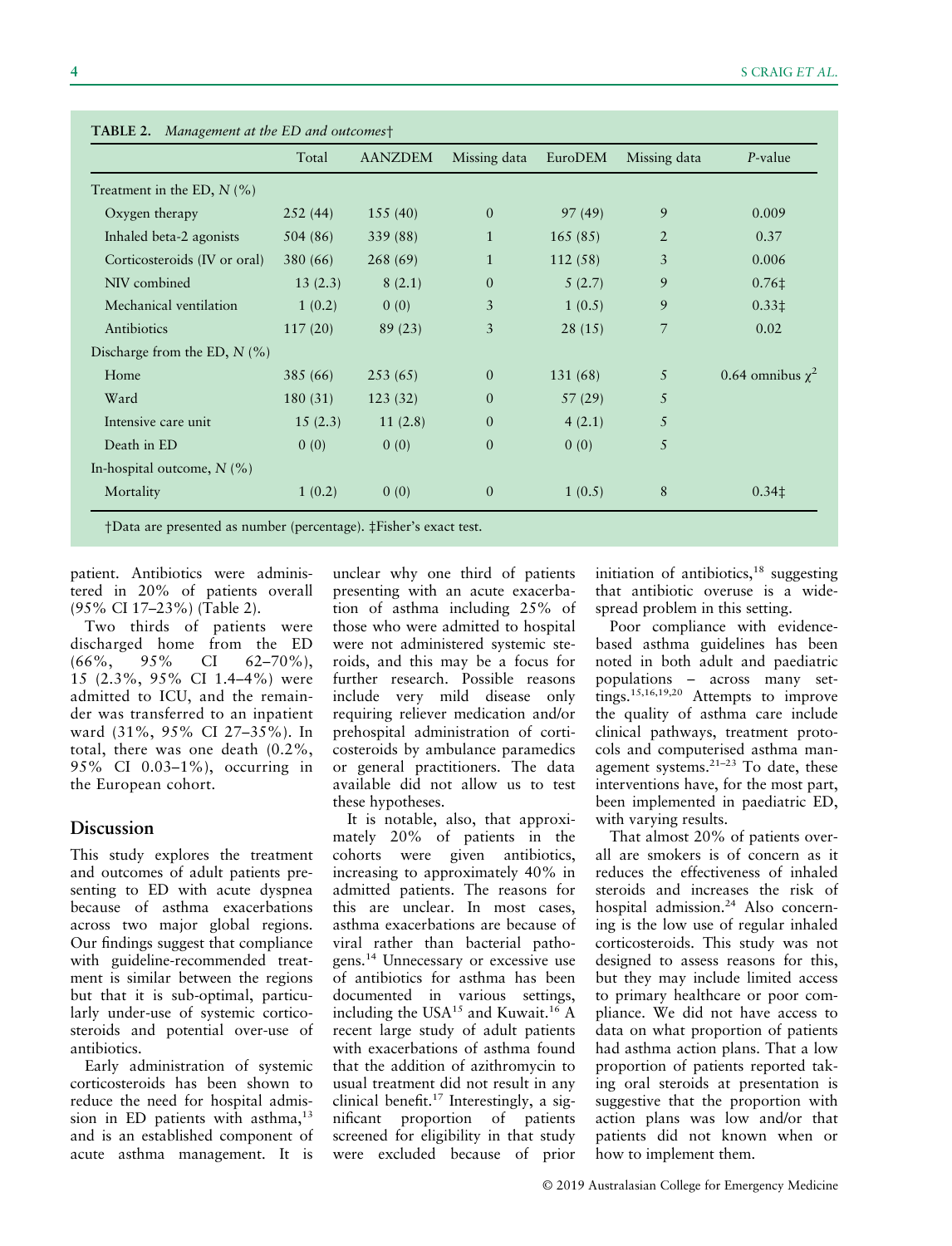**TABLE 2.** *Management at the ED and outcomes*†

| | Total | AANZDEM | Missing data | EuroDEM | Missing data | *P*-value |
|---|---|---|---|---|---|---|
| Treatment in the ED, *N* (%) | | | | | | |
| Oxygen therapy | 252 (44) | 155 (40) | 0 | 97 (49) | 9 | 0.009 |
| Inhaled beta-2 agonists | 504 (86) | 339 (88) | 1 | 165 (85) | 2 | 0.37 |
| Corticosteroids (IV or oral) | 380 (66) | 268 (69) | 1 | 112 (58) | 3 | 0.006 |
| NIV combined | 13 (2.3) | 8 (2.1) | 0 | 5 (2.7) | 9 | 0.76‡ |
| Mechanical ventilation | 1 (0.2) | 0 (0) | 3 | 1 (0.5) | 9 | 0.33‡ |
| Antibiotics | 117 (20) | 89 (23) | 3 | 28 (15) | 7 | 0.02 |
| Discharge from the ED, *N* (%) | | | | | | |
| Home | 385 (66) | 253 (65) | 0 | 131 (68) | 5 | 0.64 omnibus $\chi^2$ |
| Ward | 180 (31) | 123 (32) | 0 | 57 (29) | 5 | |
| Intensive care unit | 15 (2.3) | 11 (2.8) | 0 | 4 (2.1) | 5 | |
| Death in ED | 0 (0) | 0 (0) | 0 | 0 (0) | 5 | |
| In-hospital outcome, *N* (%) | | | | | | |
| Mortality | 1 (0.2) | 0 (0) | 0 | 1 (0.5) | 8 | 0.34‡ |

†Data are presented as number (percentage). ‡Fisher's exact test.

patient. Antibiotics were administered in 20% of patients overall (95% CI 17–23%) (Table 2).

Two thirds of patients were discharged home from the ED (66%, 95% CI 62–70%), 15 (2.3%, 95% CI 1.4–4%) were admitted to ICU, and the remainder was transferred to an inpatient ward (31%, 95% CI 27–35%). In total, there was one death (0.2%, 95% CI 0.03–1%), occurring in the European cohort.

## Discussion

This study explores the treatment and outcomes of adult patients presenting to ED with acute dyspnea because of asthma exacerbations across two major global regions. Our findings suggest that compliance with guideline-recommended treatment is similar between the regions but that it is sub-optimal, particularly under-use of systemic corticosteroids and potential over-use of antibiotics.

Early administration of systemic corticosteroids has been shown to reduce the need for hospital admission in ED patients with asthma,[13] and is an established component of acute asthma management. It is unclear why one third of patients presenting with an acute exacerbation of asthma including 25% of those who were admitted to hospital were not administered systemic steroids, and this may be a focus for further research. Possible reasons include very mild disease only requiring reliever medication and/or prehospital administration of corticosteroids by ambulance paramedics or general practitioners. The data available did not allow us to test these hypotheses.

It is notable, also, that approximately 20% of patients in the cohorts were given antibiotics, increasing to approximately 40% in admitted patients. The reasons for this are unclear. In most cases, asthma exacerbations are because of viral rather than bacterial pathogens.[14] Unnecessary or excessive use of antibiotics for asthma has been documented in various settings, including the USA[15] and Kuwait.[16] A recent large study of adult patients with exacerbations of asthma found that the addition of azithromycin to usual treatment did not result in any clinical benefit.[17] Interestingly, a significant proportion of patients screened for eligibility in that study were excluded because of prior initiation of antibiotics,[18] suggesting that antibiotic overuse is a widespread problem in this setting.

Poor compliance with evidence-based asthma guidelines has been noted in both adult and paediatric populations – across many settings.[15,16,19,20] Attempts to improve the quality of asthma care include clinical pathways, treatment protocols and computerised asthma management systems.[21–23] To date, these interventions have, for the most part, been implemented in paediatric ED, with varying results.

That almost 20% of patients overall are smokers is of concern as it reduces the effectiveness of inhaled steroids and increases the risk of hospital admission.[24] Also concerning is the low use of regular inhaled corticosteroids. This study was not designed to assess reasons for this, but they may include limited access to primary healthcare or poor compliance. We did not have access to data on what proportion of patients had asthma action plans. That a low proportion of patients reported taking oral steroids at presentation is suggestive that the proportion with action plans was low and/or that patients did not known when or how to implement them.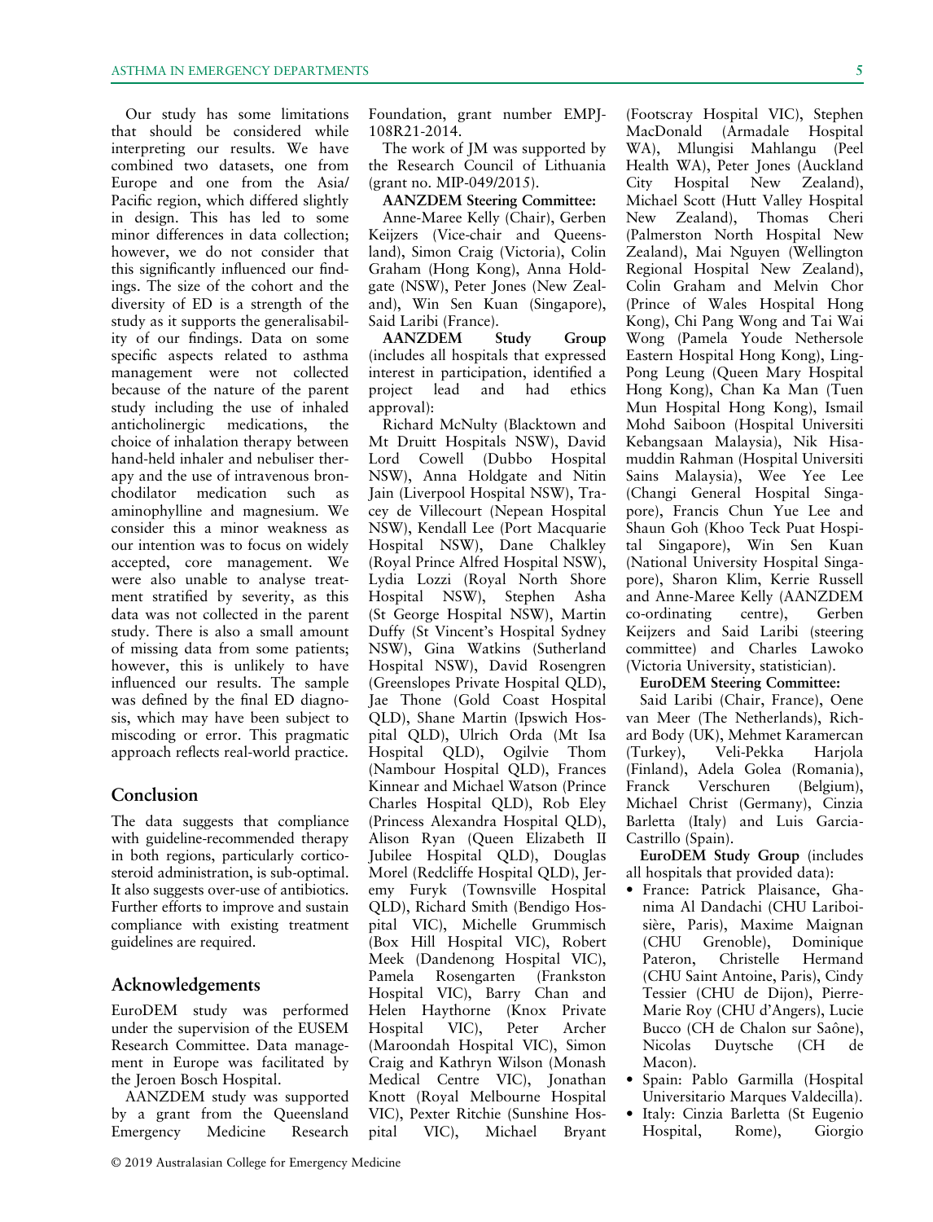Our study has some limitations that should be considered while interpreting our results. We have combined two datasets, one from Europe and one from the Asia/Pacific region, which differed slightly in design. This has led to some minor differences in data collection; however, we do not consider that this significantly influenced our findings. The size of the cohort and the diversity of ED is a strength of the study as it supports the generalisability of our findings. Data on some specific aspects related to asthma management were not collected because of the nature of the parent study including the use of inhaled anticholinergic medications, the choice of inhalation therapy between hand-held inhaler and nebuliser therapy and the use of intravenous bronchodilator medication such as aminophylline and magnesium. We consider this a minor weakness as our intention was to focus on widely accepted, core management. We were also unable to analyse treatment stratified by severity, as this data was not collected in the parent study. There is also a small amount of missing data from some patients; however, this is unlikely to have influenced our results. The sample was defined by the final ED diagnosis, which may have been subject to miscoding or error. This pragmatic approach reflects real-world practice.

## Conclusion

The data suggests that compliance with guideline-recommended therapy in both regions, particularly corticosteroid administration, is sub-optimal. It also suggests over-use of antibiotics. Further efforts to improve and sustain compliance with existing treatment guidelines are required.

## Acknowledgements

EuroDEM study was performed under the supervision of the EUSEM Research Committee. Data management in Europe was facilitated by the Jeroen Bosch Hospital.

AANZDEM study was supported by a grant from the Queensland Emergency Medicine Research Foundation, grant number EMPJ-108R21-2014.

The work of JM was supported by the Research Council of Lithuania (grant no. MIP-049/2015).

**AANZDEM Steering Committee:** Anne-Maree Kelly (Chair), Gerben Keijzers (Vice-chair and Queensland), Simon Craig (Victoria), Colin Graham (Hong Kong), Anna Holdgate (NSW), Peter Jones (New Zealand), Win Sen Kuan (Singapore), Said Laribi (France).

**AANZDEM Study Group** (includes all hospitals that expressed interest in participation, identified a project lead and had ethics approval):

Richard McNulty (Blacktown and Mt Druitt Hospitals NSW), David Lord Cowell (Dubbo Hospital NSW), Anna Holdgate and Nitin Jain (Liverpool Hospital NSW), Tracey de Villecourt (Nepean Hospital NSW), Kendall Lee (Port Macquarie Hospital NSW), Dane Chalkley (Royal Prince Alfred Hospital NSW), Lydia Lozzi (Royal North Shore Hospital NSW), Stephen Asha (St George Hospital NSW), Martin Duffy (St Vincent's Hospital Sydney NSW), Gina Watkins (Sutherland Hospital NSW), David Rosengren (Greenslopes Private Hospital QLD), Jae Thone (Gold Coast Hospital QLD), Shane Martin (Ipswich Hospital QLD), Ulrich Orda (Mt Isa Hospital QLD), Ogilvie Thom (Nambour Hospital QLD), Frances Kinnear and Michael Watson (Prince Charles Hospital QLD), Rob Eley (Princess Alexandra Hospital QLD), Alison Ryan (Queen Elizabeth II Jubilee Hospital QLD), Douglas Morel (Redcliffe Hospital QLD), Jeremy Furyk (Townsville Hospital QLD), Richard Smith (Bendigo Hospital VIC), Michelle Grummisch (Box Hill Hospital VIC), Robert Meek (Dandenong Hospital VIC), Pamela Rosengarten (Frankston Hospital VIC), Barry Chan and Helen Haythorne (Knox Private Hospital VIC), Peter Archer (Maroondah Hospital VIC), Simon Craig and Kathryn Wilson (Monash Medical Centre VIC), Jonathan Knott (Royal Melbourne Hospital VIC), Pexter Ritchie (Sunshine Hospital VIC), Michael Bryant (Footscray Hospital VIC), Stephen MacDonald (Armadale Hospital WA), Mlungisi Mahlangu (Peel Health WA), Peter Jones (Auckland City Hospital New Zealand), Michael Scott (Hutt Valley Hospital New Zealand), Thomas Cheri (Palmerston North Hospital New Zealand), Mai Nguyen (Wellington Regional Hospital New Zealand), Colin Graham and Melvin Chor (Prince of Wales Hospital Hong Kong), Chi Pang Wong and Tai Wai Wong (Pamela Youde Nethersole Eastern Hospital Hong Kong), Ling-Pong Leung (Queen Mary Hospital Hong Kong), Chan Ka Man (Tuen Mun Hospital Hong Kong), Ismail Mohd Saiboon (Hospital Universiti Kebangsaan Malaysia), Nik Hisamuddin Rahman (Hospital Universiti Sains Malaysia), Wee Yee Lee (Changi General Hospital Singapore), Francis Chun Yue Lee and Shaun Goh (Khoo Teck Puat Hospital Singapore), Win Sen Kuan (National University Hospital Singapore), Sharon Klim, Kerrie Russell and Anne-Maree Kelly (AANZDEM co-ordinating centre), Gerben Keijzers and Said Laribi (steering committee) and Charles Lawoko (Victoria University, statistician).

**EuroDEM Steering Committee:** Said Laribi (Chair, France), Oene van Meer (The Netherlands), Richard Body (UK), Mehmet Karamercan (Turkey), Veli-Pekka Harjola (Finland), Adela Golea (Romania), Franck Verschuren (Belgium), Michael Christ (Germany), Cinzia Barletta (Italy) and Luis Garcia-Castrillo (Spain).

**EuroDEM Study Group** (includes all hospitals that provided data):

- France: Patrick Plaisance, Ghanima Al Dandachi (CHU Lariboisière, Paris), Maxime Maignan (CHU Grenoble), Dominique Pateron, Christelle Hermand (CHU Saint Antoine, Paris), Cindy Tessier (CHU de Dijon), Pierre-Marie Roy (CHU d'Angers), Lucie Bucco (CH de Chalon sur Saône), Nicolas Duytsche (CH de Macon).
- Spain: Pablo Garmilla (Hospital Universitario Marques Valdecilla).
- Italy: Cinzia Barletta (St Eugenio Hospital, Rome), Giorgio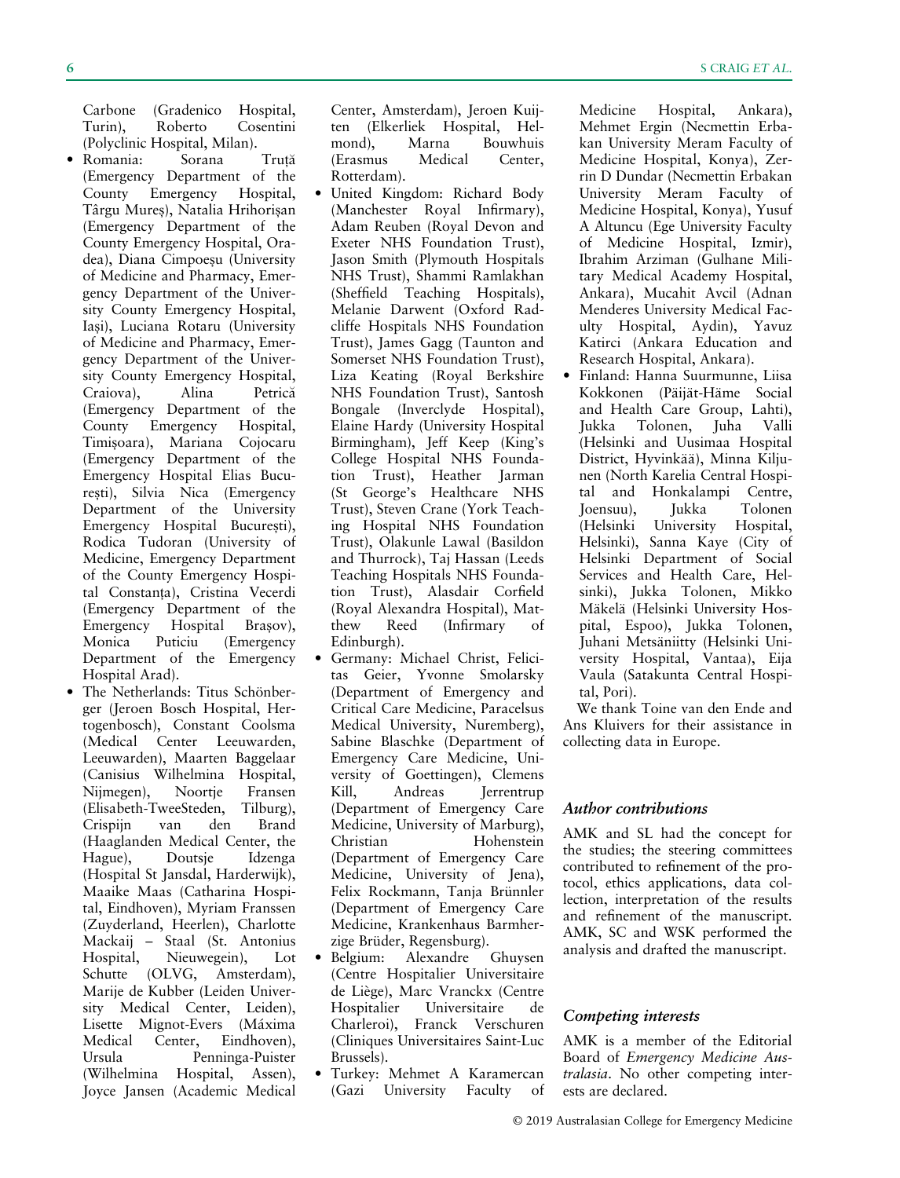Carbone (Gradenico Hospital, Turin), Roberto Cosentini (Polyclinic Hospital, Milan).

- Romania: Sorana Truţă (Emergency Department of the County Emergency Hospital, Târgu Mureş), Natalia Hrihorişan (Emergency Department of the County Emergency Hospital, Oradea), Diana Cimpoeşu (University of Medicine and Pharmacy, Emergency Department of the University County Emergency Hospital, Iaşi), Luciana Rotaru (University of Medicine and Pharmacy, Emergency Department of the University County Emergency Hospital, Craiova), Alina Petrică (Emergency Department of the County Emergency Hospital, Timişoara), Mariana Cojocaru (Emergency Department of the Emergency Hospital Elias Bucureşti), Silvia Nica (Emergency Department of the University Emergency Hospital Bucureşti), Rodica Tudoran (University of Medicine, Emergency Department of the County Emergency Hospital Constanţa), Cristina Vecerdi (Emergency Department of the Emergency Hospital Braşov), Monica Puticiu (Emergency Department of the Emergency Hospital Arad).
- The Netherlands: Titus Schönberger (Jeroen Bosch Hospital, Hertogenbosch), Constant Coolsma (Medical Center Leeuwarden, Leeuwarden), Maarten Baggelaar (Canisius Wilhelmina Hospital, Nijmegen), Noortje Fransen (Elisabeth-TweeSteden, Tilburg), Crispijn van den Brand (Haaglanden Medical Center, the Hague), Doutsje Idzenga (Hospital St Jansdal, Harderwijk), Maaike Maas (Catharina Hospital, Eindhoven), Myriam Franssen (Zuyderland, Heerlen), Charlotte Mackaij – Staal (St. Antonius Hospital, Nieuwegein), Lot Schutte (OLVG, Amsterdam), Marije de Kubber (Leiden University Medical Center, Leiden), Lisette Mignot-Evers (Máxima Medical Center, Eindhoven), Ursula Penninga-Puister (Wilhelmina Hospital, Assen), Joyce Jansen (Academic Medical Center, Amsterdam), Jeroen Kuijten (Elkerliek Hospital, Helmond), Marna Bouwhuis (Erasmus Medical Center, Rotterdam).
- United Kingdom: Richard Body (Manchester Royal Infirmary), Adam Reuben (Royal Devon and Exeter NHS Foundation Trust), Jason Smith (Plymouth Hospitals NHS Trust), Shammi Ramlakhan (Sheffield Teaching Hospitals), Melanie Darwent (Oxford Radcliffe Hospitals NHS Foundation Trust), James Gagg (Taunton and Somerset NHS Foundation Trust), Liza Keating (Royal Berkshire NHS Foundation Trust), Santosh Bongale (Inverclyde Hospital), Elaine Hardy (University Hospital Birmingham), Jeff Keep (King's College Hospital NHS Foundation Trust), Heather Jarman (St George's Healthcare NHS Trust), Steven Crane (York Teaching Hospital NHS Foundation Trust), Olakunle Lawal (Basildon and Thurrock), Taj Hassan (Leeds Teaching Hospitals NHS Foundation Trust), Alasdair Corfield (Royal Alexandra Hospital), Mathew Reed (Infirmary of Edinburgh).
- Germany: Michael Christ, Felicitas Geier, Yvonne Smolarsky (Department of Emergency and Critical Care Medicine, Paracelsus Medical University, Nuremberg), Sabine Blaschke (Department of Emergency Care Medicine, University of Goettingen), Clemens Kill, Andreas Jerrentrup (Department of Emergency Care Medicine, University of Marburg), Christian Hohenstein (Department of Emergency Care Medicine, University of Jena), Felix Rockmann, Tanja Brünnler (Department of Emergency Care Medicine, Krankenhaus Barmherzige Brüder, Regensburg).
- Belgium: Alexandre Ghuysen (Centre Hospitalier Universitaire de Liège), Marc Vranckx (Centre Hospitalier Universitaire de Charleroi), Franck Verschuren (Cliniques Universitaires Saint-Luc Brussels).
- Turkey: Mehmet A Karamercan (Gazi University Faculty of Medicine Hospital, Ankara), Mehmet Ergin (Necmettin Erbakan University Meram Faculty of Medicine Hospital, Konya), Zerrin D Dundar (Necmettin Erbakan University Meram Faculty of Medicine Hospital, Konya), Yusuf A Altuncu (Ege University Faculty of Medicine Hospital, Izmir), Ibrahim Arziman (Gulhane Military Medical Academy Hospital, Ankara), Mucahit Avcil (Adnan Menderes University Medical Faculty Hospital, Aydin), Yavuz Katirci (Ankara Education and Research Hospital, Ankara).
- Finland: Hanna Suurmunne, Liisa Kokkonen (Päijät-Häme Social and Health Care Group, Lahti), Jukka Tolonen, Juha Valli (Helsinki and Uusimaa Hospital District, Hyvinkää), Minna Kiljunen (North Karelia Central Hospital and Honkalampi Centre, Joensuu), Jukka Tolonen (Helsinki University Hospital, Helsinki), Sanna Kaye (City of Helsinki Department of Social Services and Health Care, Helsinki), Jukka Tolonen, Mikko Mäkelä (Helsinki University Hospital, Espoo), Jukka Tolonen, Juhani Metsäniitty (Helsinki University Hospital, Vantaa), Eija Vaula (Satakunta Central Hospital, Pori).

We thank Toine van den Ende and Ans Kluivers for their assistance in collecting data in Europe.

## Author contributions

AMK and SL had the concept for the studies; the steering committees contributed to refinement of the protocol, ethics applications, data collection, interpretation of the results and refinement of the manuscript. AMK, SC and WSK performed the analysis and drafted the manuscript.

## Competing interests

AMK is a member of the Editorial Board of *Emergency Medicine Australasia*. No other competing interests are declared.

© 2019 Australasian College for Emergency Medicine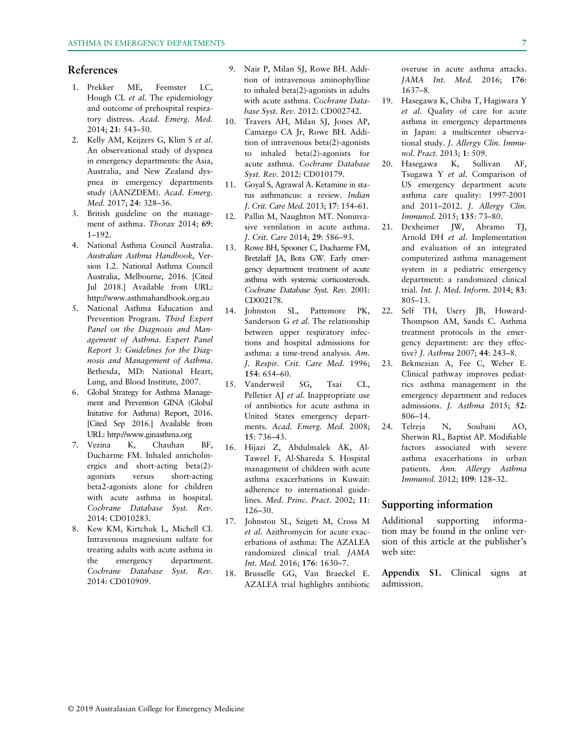## References

1. Prekker ME, Feemster LC, Hough CL *et al*. The epidemiology and outcome of prehospital respiratory distress. *Acad. Emerg. Med.* 2014; **21**: 543–50.
2. Kelly AM, Keijzers G, Klim S *et al*. An observational study of dyspnea in emergency departments: the Asia, Australia, and New Zealand dyspnea in emergency departments study (AANZDEM). *Acad. Emerg. Med.* 2017; **24**: 328–36.
3. British guideline on the management of asthma. *Thorax* 2014; **69**: 1–192.
4. National Asthma Council Australia. *Australian Asthma Handbook*, Version 1.2. National Asthma Council Australia, Melbourne, 2016. [Cited Jul 2018.] Available from URL: http://www.asthmahandbook.org.au
5. National Asthma Education and Prevention Program. *Third Expert Panel on the Diagnosis and Management of Asthma. Expert Panel Report 3: Guidelines for the Diagnosis and Management of Asthma*. Bethesda, MD: National Heart, Lung, and Blood Institute, 2007.
6. Global Strategy for Asthma Management and Prevention GINA (Global Initative for Asthma) Report, 2016. [Cited Sep 2016.] Available from URL: http://www.ginasthma.org
7. Vezina K, Chauhan BF, Ducharme FM. Inhaled anticholinergics and short-acting beta(2)-agonists versus short-acting beta2-agonists alone for children with acute asthma in hospital. *Cochrane Database Syst. Rev.* 2014: CD010283.
8. Kew KM, Kirtchuk L, Michell CI. Intravenous magnesium sulfate for treating adults with acute asthma in the emergency department. *Cochrane Database Syst. Rev.* 2014: CD010909.
9. Nair P, Milan SJ, Rowe BH. Addition of intravenous aminophylline to inhaled beta(2)-agonists in adults with acute asthma. *Cochrane Database Syst. Rev.* 2012: CD002742.
10. Travers AH, Milan SJ, Jones AP, Camargo CA Jr, Rowe BH. Addition of intravenous beta(2)-agonists to inhaled beta(2)-agonists for acute asthma. *Cochrane Database Syst. Rev.* 2012: CD010179.
11. Goyal S, Agrawal A. Ketamine in status asthmaticus: a review. *Indian J. Crit. Care Med.* 2013; **17**: 154–61.
12. Pallin M, Naughton MT. Noninvasive ventilation in acute asthma. *J. Crit. Care* 2014; **29**: 586–93.
13. Rowe BH, Spooner C, Ducharme FM, Bretzlaff JA, Bota GW. Early emergency department treatment of acute asthma with systemic corticosteroids. *Cochrane Database Syst. Rev.* 2001: CD002178.
14. Johnston SL, Pattemore PK, Sanderson G *et al*. The relationship between upper respiratory infections and hospital admissions for asthma: a time-trend analysis. *Am. J. Respir. Crit. Care Med.* 1996; **154**: 654–60.
15. Vanderweil SG, Tsai CL, Pelletier AJ *et al*. Inappropriate use of antibiotics for acute asthma in United States emergency departments. *Acad. Emerg. Med.* 2008; **15**: 736–43.
16. Hijazi Z, Abdulmalek AK, Al-Taweel F, Al-Shareda S. Hospital management of children with acute asthma exacerbations in Kuwait: adherence to international guidelines. *Med. Princ. Pract.* 2002; **11**: 126–30.
17. Johnston SL, Szigeti M, Cross M *et al*. Azithromycin for acute exacerbations of asthma: The AZALEA randomized clinical trial. *JAMA Int. Med.* 2016; **176**: 1630–7.
18. Brusselle GG, Van Braeckel E. AZALEA trial highlights antibiotic overuse in acute asthma attacks. *JAMA Int. Med.* 2016; **176**: 1637–8.
19. Hasegawa K, Chiba T, Hagiwara Y *et al*. Quality of care for acute asthma in emergency departments in Japan: a multicenter observational study. *J. Allergy Clin. Immunol. Pract.* 2013; **1**: 509.
20. Hasegawa K, Sullivan AF, Tsugawa Y *et al*. Comparison of US emergency department acute asthma care quality: 1997-2001 and 2011–2012. *J. Allergy Clin. Immunol.* 2015; **135**: 73–80.
21. Dexheimer JW, Abramo TJ, Arnold DH *et al*. Implementation and evaluation of an integrated computerized asthma management system in a pediatric emergency department: a randomized clinical trial. *Int. J. Med. Inform.* 2014; **83**: 805–13.
22. Self TH, Usery JB, Howard-Thompson AM, Sands C. Asthma treatment protocols in the emergency department: are they effective? *J. Asthma* 2007; **44**: 243–8.
23. Bekmezian A, Fee C, Weber E. Clinical pathway improves pediatrics asthma management in the emergency department and reduces admissions. *J. Asthma* 2015; **52**: 806–14.
24. Telreja N, Soubani AO, Sherwin RL, Baptist AP. Modifiable factors associated with severe asthma exacerbations in urban patients. *Ann. Allergy Asthma Immunol.* 2012; **109**: 128–32.

## Supporting information

Additional supporting information may be found in the online version of this article at the publisher's web site:

**Appendix S1.** Clinical signs at admission.

© 2019 Australasian College for Emergency Medicine